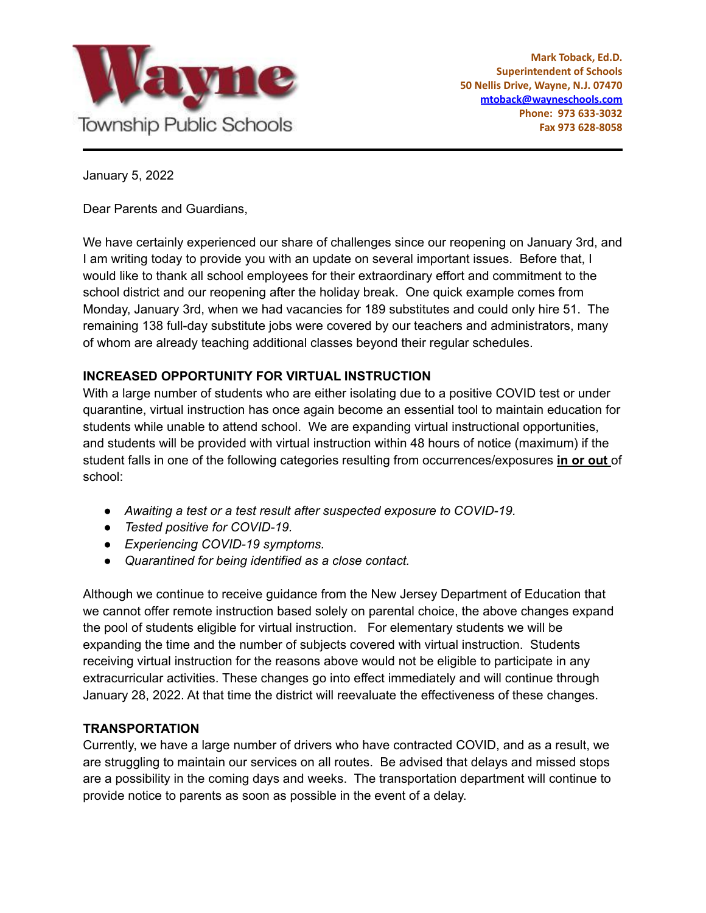Wayne Township Public Schools

**Mark Toback, Ed.D.**
**Superintendent of Schools**
**50 Nellis Drive, Wayne, N.J. 07470**
**mtoback@wayneschools.com**
**Phone: 973 633-3032**
**Fax 973 628-8058**

---

January 5, 2022

Dear Parents and Guardians,

We have certainly experienced our share of challenges since our reopening on January 3rd, and I am writing today to provide you with an update on several important issues. Before that, I would like to thank all school employees for their extraordinary effort and commitment to the school district and our reopening after the holiday break. One quick example comes from Monday, January 3rd, when we had vacancies for 189 substitutes and could only hire 51. The remaining 138 full-day substitute jobs were covered by our teachers and administrators, many of whom are already teaching additional classes beyond their regular schedules.

**INCREASED OPPORTUNITY FOR VIRTUAL INSTRUCTION**

With a large number of students who are either isolating due to a positive COVID test or under quarantine, virtual instruction has once again become an essential tool to maintain education for students while unable to attend school. We are expanding virtual instructional opportunities, and students will be provided with virtual instruction within 48 hours of notice (maximum) if the student falls in one of the following categories resulting from occurrences/exposures **in or out** of school:

- *Awaiting a test or a test result after suspected exposure to COVID-19.*
- *Tested positive for COVID-19.*
- *Experiencing COVID-19 symptoms.*
- *Quarantined for being identified as a close contact.*

Although we continue to receive guidance from the New Jersey Department of Education that we cannot offer remote instruction based solely on parental choice, the above changes expand the pool of students eligible for virtual instruction. For elementary students we will be expanding the time and the number of subjects covered with virtual instruction. Students receiving virtual instruction for the reasons above would not be eligible to participate in any extracurricular activities. These changes go into effect immediately and will continue through January 28, 2022. At that time the district will reevaluate the effectiveness of these changes.

**TRANSPORTATION**

Currently, we have a large number of drivers who have contracted COVID, and as a result, we are struggling to maintain our services on all routes. Be advised that delays and missed stops are a possibility in the coming days and weeks. The transportation department will continue to provide notice to parents as soon as possible in the event of a delay.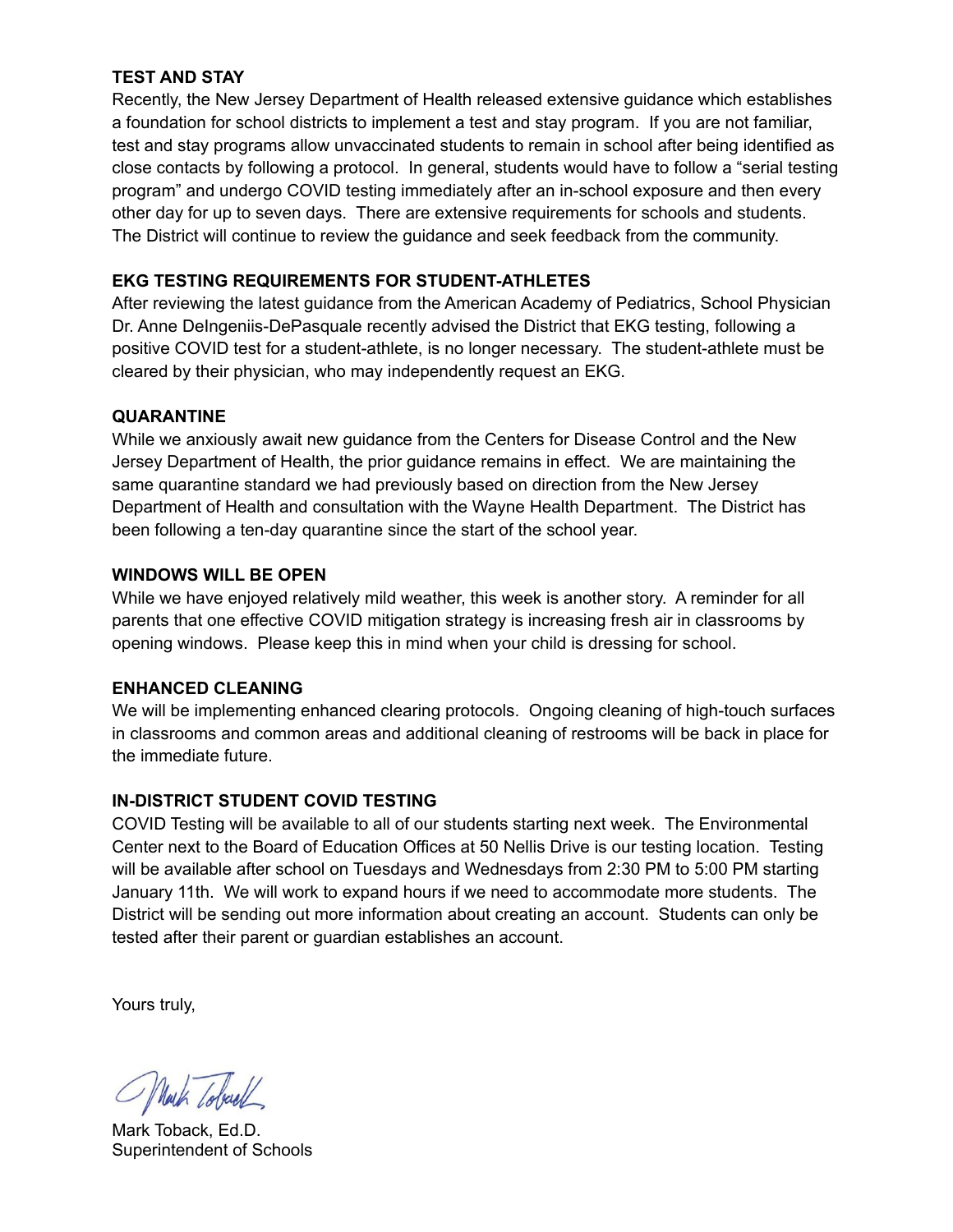**TEST AND STAY**

Recently, the New Jersey Department of Health released extensive guidance which establishes a foundation for school districts to implement a test and stay program. If you are not familiar, test and stay programs allow unvaccinated students to remain in school after being identified as close contacts by following a protocol. In general, students would have to follow a "serial testing program" and undergo COVID testing immediately after an in-school exposure and then every other day for up to seven days. There are extensive requirements for schools and students. The District will continue to review the guidance and seek feedback from the community.

**EKG TESTING REQUIREMENTS FOR STUDENT-ATHLETES**

After reviewing the latest guidance from the American Academy of Pediatrics, School Physician Dr. Anne DeIngeniis-DePasquale recently advised the District that EKG testing, following a positive COVID test for a student-athlete, is no longer necessary. The student-athlete must be cleared by their physician, who may independently request an EKG.

**QUARANTINE**

While we anxiously await new guidance from the Centers for Disease Control and the New Jersey Department of Health, the prior guidance remains in effect. We are maintaining the same quarantine standard we had previously based on direction from the New Jersey Department of Health and consultation with the Wayne Health Department. The District has been following a ten-day quarantine since the start of the school year.

**WINDOWS WILL BE OPEN**

While we have enjoyed relatively mild weather, this week is another story. A reminder for all parents that one effective COVID mitigation strategy is increasing fresh air in classrooms by opening windows. Please keep this in mind when your child is dressing for school.

**ENHANCED CLEANING**

We will be implementing enhanced clearing protocols. Ongoing cleaning of high-touch surfaces in classrooms and common areas and additional cleaning of restrooms will be back in place for the immediate future.

**IN-DISTRICT STUDENT COVID TESTING**

COVID Testing will be available to all of our students starting next week. The Environmental Center next to the Board of Education Offices at 50 Nellis Drive is our testing location. Testing will be available after school on Tuesdays and Wednesdays from 2:30 PM to 5:00 PM starting January 11th. We will work to expand hours if we need to accommodate more students. The District will be sending out more information about creating an account. Students can only be tested after their parent or guardian establishes an account.

Yours truly,

Mark Toback, Ed.D.
Superintendent of Schools